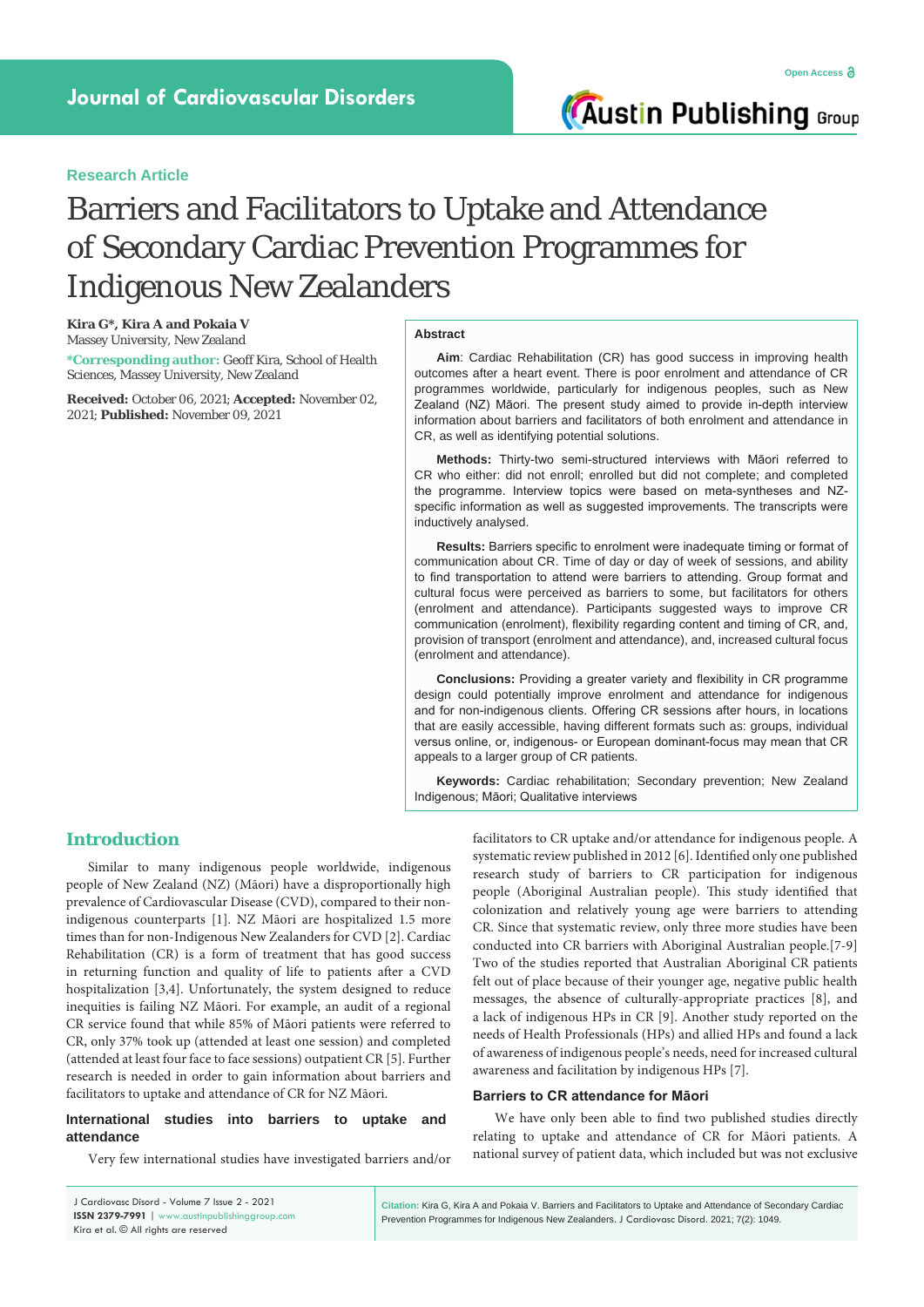Research Article

# Barriers and Facilitators to Uptake and Attendance of Secondary Cardiac Prevention Programmes for Indigenous New Zealanders

**Kira G\*, Kira A and Pokaia V**
Massey University, New Zealand

**\*Corresponding author:** Geoff Kira, School of Health Sciences, Massey University, New Zealand

**Received:** October 06, 2021; **Accepted:** November 02, 2021; **Published:** November 09, 2021

## Abstract

**Aim**: Cardiac Rehabilitation (CR) has good success in improving health outcomes after a heart event. There is poor enrolment and attendance of CR programmes worldwide, particularly for indigenous peoples, such as New Zealand (NZ) Māori. The present study aimed to provide in-depth interview information about barriers and facilitators of both enrolment and attendance in CR, as well as identifying potential solutions.

**Methods:** Thirty-two semi-structured interviews with Māori referred to CR who either: did not enroll; enrolled but did not complete; and completed the programme. Interview topics were based on meta-syntheses and NZ-specific information as well as suggested improvements. The transcripts were inductively analysed.

**Results:** Barriers specific to enrolment were inadequate timing or format of communication about CR. Time of day or day of week of sessions, and ability to find transportation to attend were barriers to attending. Group format and cultural focus were perceived as barriers to some, but facilitators for others (enrolment and attendance). Participants suggested ways to improve CR communication (enrolment), flexibility regarding content and timing of CR, and, provision of transport (enrolment and attendance), and, increased cultural focus (enrolment and attendance).

**Conclusions:** Providing a greater variety and flexibility in CR programme design could potentially improve enrolment and attendance for indigenous and for non-indigenous clients. Offering CR sessions after hours, in locations that are easily accessible, having different formats such as: groups, individual versus online, or, indigenous- or European dominant-focus may mean that CR appeals to a larger group of CR patients.

**Keywords:** Cardiac rehabilitation; Secondary prevention; New Zealand Indigenous; Māori; Qualitative interviews

## Introduction

Similar to many indigenous people worldwide, indigenous people of New Zealand (NZ) (Māori) have a disproportionally high prevalence of Cardiovascular Disease (CVD), compared to their non-indigenous counterparts [1]. NZ Māori are hospitalized 1.5 more times than for non-Indigenous New Zealanders for CVD [2]. Cardiac Rehabilitation (CR) is a form of treatment that has good success in returning function and quality of life to patients after a CVD hospitalization [3,4]. Unfortunately, the system designed to reduce inequities is failing NZ Māori. For example, an audit of a regional CR service found that while 85% of Māori patients were referred to CR, only 37% took up (attended at least one session) and completed (attended at least four face to face sessions) outpatient CR [5]. Further research is needed in order to gain information about barriers and facilitators to uptake and attendance of CR for NZ Māori.

### International studies into barriers to uptake and attendance

Very few international studies have investigated barriers and/or facilitators to CR uptake and/or attendance for indigenous people. A systematic review published in 2012 [6]. Identified only one published research study of barriers to CR participation for indigenous people (Aboriginal Australian people). This study identified that colonization and relatively young age were barriers to attending CR. Since that systematic review, only three more studies have been conducted into CR barriers with Aboriginal Australian people.[7-9] Two of the studies reported that Australian Aboriginal CR patients felt out of place because of their younger age, negative public health messages, the absence of culturally-appropriate practices [8], and a lack of indigenous HPs in CR [9]. Another study reported on the needs of Health Professionals (HPs) and allied HPs and found a lack of awareness of indigenous people's needs, need for increased cultural awareness and facilitation by indigenous HPs [7].

### Barriers to CR attendance for Māori

We have only been able to find two published studies directly relating to uptake and attendance of CR for Māori patients. A national survey of patient data, which included but was not exclusive

Citation: Kira G, Kira A and Pokaia V. Barriers and Facilitators to Uptake and Attendance of Secondary Cardiac Prevention Programmes for Indigenous New Zealanders. J Cardiovasc Disord. 2021; 7(2): 1049.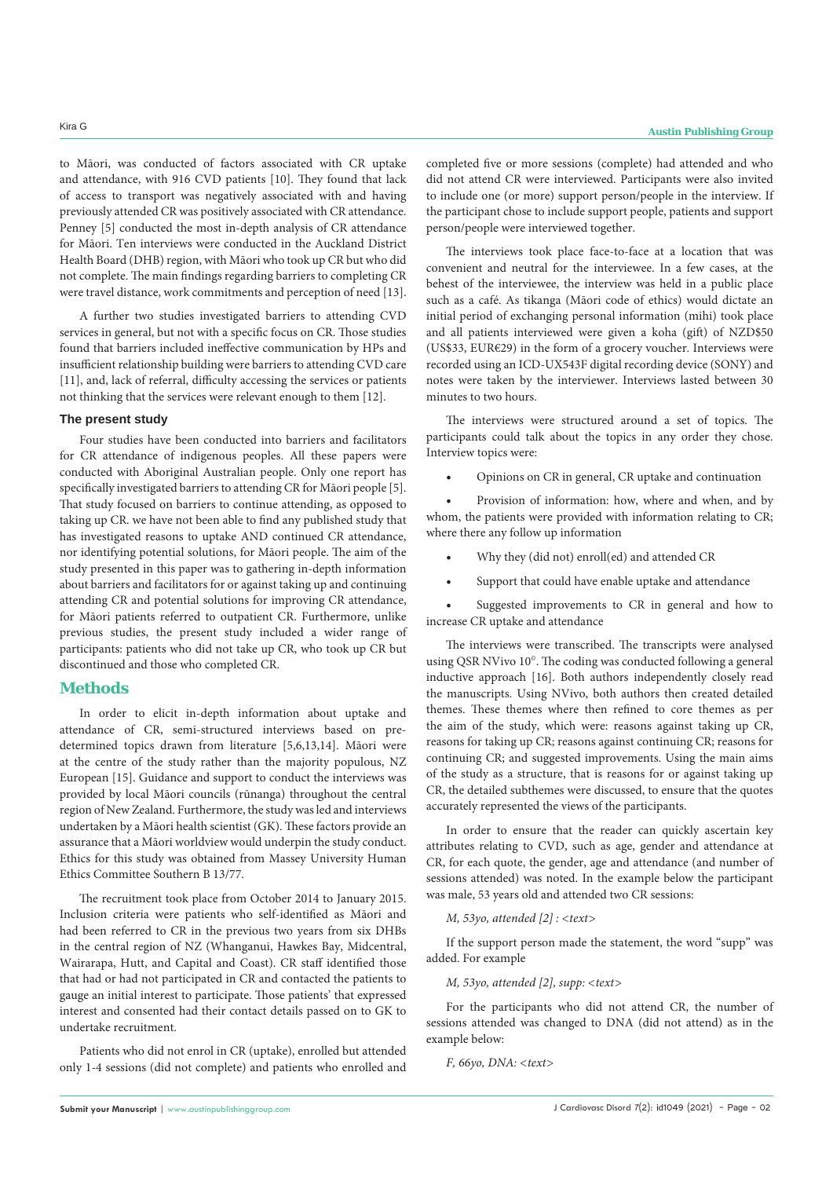to Māori, was conducted of factors associated with CR uptake and attendance, with 916 CVD patients [10]. They found that lack of access to transport was negatively associated with and having previously attended CR was positively associated with CR attendance. Penney [5] conducted the most in-depth analysis of CR attendance for Māori. Ten interviews were conducted in the Auckland District Health Board (DHB) region, with Māori who took up CR but who did not complete. The main findings regarding barriers to completing CR were travel distance, work commitments and perception of need [13].

A further two studies investigated barriers to attending CVD services in general, but not with a specific focus on CR. Those studies found that barriers included ineffective communication by HPs and insufficient relationship building were barriers to attending CVD care [11], and, lack of referral, difficulty accessing the services or patients not thinking that the services were relevant enough to them [12].

### The present study

Four studies have been conducted into barriers and facilitators for CR attendance of indigenous peoples. All these papers were conducted with Aboriginal Australian people. Only one report has specifically investigated barriers to attending CR for Māori people [5]. That study focused on barriers to continue attending, as opposed to taking up CR. we have not been able to find any published study that has investigated reasons to uptake AND continued CR attendance, nor identifying potential solutions, for Māori people. The aim of the study presented in this paper was to gathering in-depth information about barriers and facilitators for or against taking up and continuing attending CR and potential solutions for improving CR attendance, for Māori patients referred to outpatient CR. Furthermore, unlike previous studies, the present study included a wider range of participants: patients who did not take up CR, who took up CR but discontinued and those who completed CR.

## Methods

In order to elicit in-depth information about uptake and attendance of CR, semi-structured interviews based on pre-determined topics drawn from literature [5,6,13,14]. Māori were at the centre of the study rather than the majority populous, NZ European [15]. Guidance and support to conduct the interviews was provided by local Māori councils (rūnanga) throughout the central region of New Zealand. Furthermore, the study was led and interviews undertaken by a Māori health scientist (GK). These factors provide an assurance that a Māori worldview would underpin the study conduct. Ethics for this study was obtained from Massey University Human Ethics Committee Southern B 13/77.

The recruitment took place from October 2014 to January 2015. Inclusion criteria were patients who self-identified as Māori and had been referred to CR in the previous two years from six DHBs in the central region of NZ (Whanganui, Hawkes Bay, Midcentral, Wairarapa, Hutt, and Capital and Coast). CR staff identified those that had or had not participated in CR and contacted the patients to gauge an initial interest to participate. Those patients' that expressed interest and consented had their contact details passed on to GK to undertake recruitment.

Patients who did not enrol in CR (uptake), enrolled but attended only 1-4 sessions (did not complete) and patients who enrolled and completed five or more sessions (complete) had attended and who did not attend CR were interviewed. Participants were also invited to include one (or more) support person/people in the interview. If the participant chose to include support people, patients and support person/people were interviewed together.

The interviews took place face-to-face at a location that was convenient and neutral for the interviewee. In a few cases, at the behest of the interviewee, the interview was held in a public place such as a café. As tikanga (Māori code of ethics) would dictate an initial period of exchanging personal information (mihi) took place and all patients interviewed were given a koha (gift) of NZD$50 (US$33, EUR€29) in the form of a grocery voucher. Interviews were recorded using an ICD-UX543F digital recording device (SONY) and notes were taken by the interviewer. Interviews lasted between 30 minutes to two hours.

The interviews were structured around a set of topics. The participants could talk about the topics in any order they chose. Interview topics were:

- Opinions on CR in general, CR uptake and continuation
- Provision of information: how, where and when, and by whom, the patients were provided with information relating to CR; where there any follow up information
- Why they (did not) enroll(ed) and attended CR
- Support that could have enable uptake and attendance
- Suggested improvements to CR in general and how to increase CR uptake and attendance

The interviews were transcribed. The transcripts were analysed using QSR NVivo 10©. The coding was conducted following a general inductive approach [16]. Both authors independently closely read the manuscripts. Using NVivo, both authors then created detailed themes. These themes where then refined to core themes as per the aim of the study, which were: reasons against taking up CR, reasons for taking up CR; reasons against continuing CR; reasons for continuing CR; and suggested improvements. Using the main aims of the study as a structure, that is reasons for or against taking up CR, the detailed subthemes were discussed, to ensure that the quotes accurately represented the views of the participants.

In order to ensure that the reader can quickly ascertain key attributes relating to CVD, such as age, gender and attendance at CR, for each quote, the gender, age and attendance (and number of sessions attended) was noted. In the example below the participant was male, 53 years old and attended two CR sessions:

*M, 53yo, attended [2] : <text>*

If the support person made the statement, the word "supp" was added. For example

*M, 53yo, attended [2], supp: <text>*

For the participants who did not attend CR, the number of sessions attended was changed to DNA (did not attend) as in the example below:

*F, 66yo, DNA: <text>*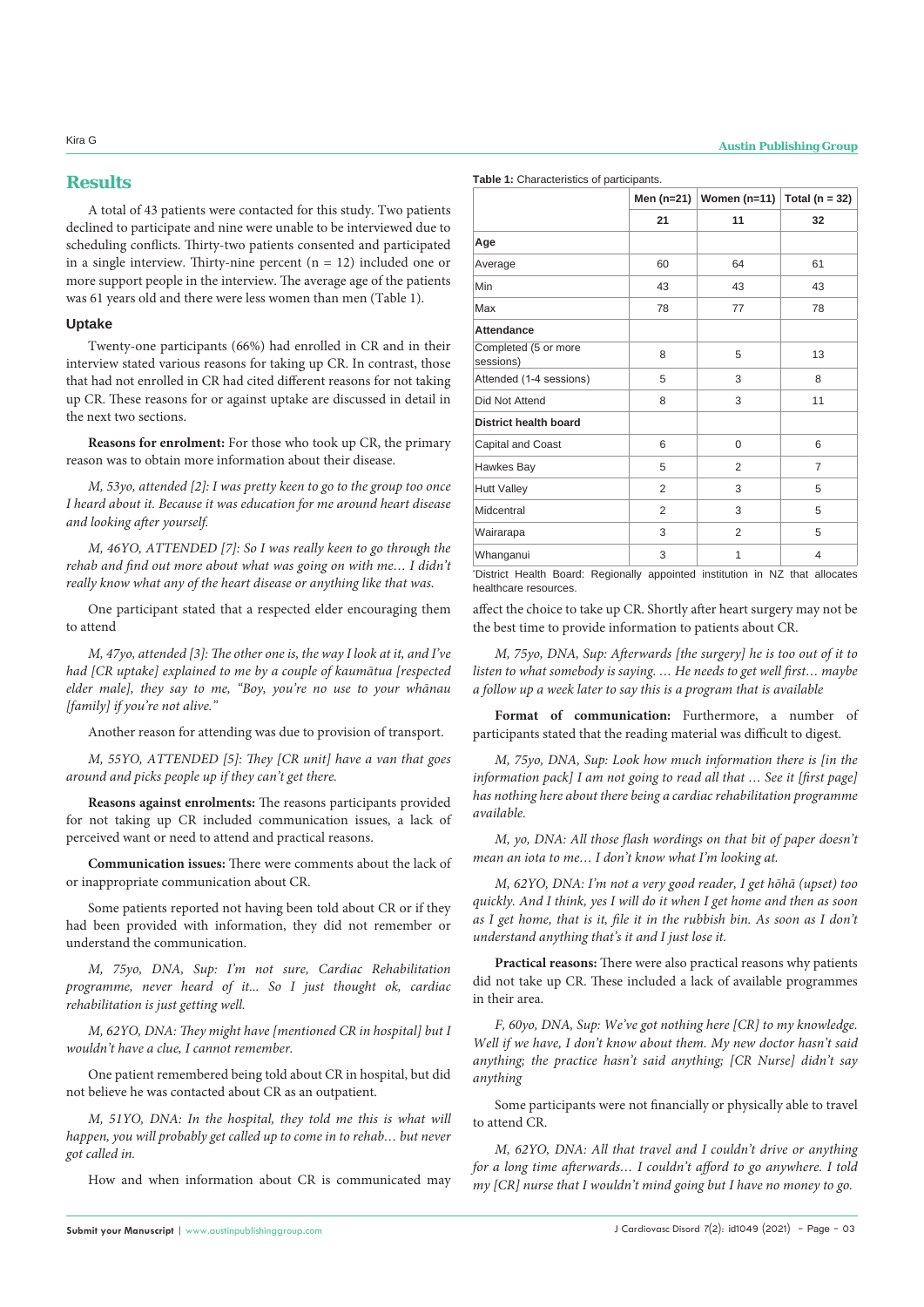## Results

A total of 43 patients were contacted for this study. Two patients declined to participate and nine were unable to be interviewed due to scheduling conflicts. Thirty-two patients consented and participated in a single interview. Thirty-nine percent (n = 12) included one or more support people in the interview. The average age of the patients was 61 years old and there were less women than men (Table 1).

### Uptake

Twenty-one participants (66%) had enrolled in CR and in their interview stated various reasons for taking up CR. In contrast, those that had not enrolled in CR had cited different reasons for not taking up CR. These reasons for or against uptake are discussed in detail in the next two sections.

**Reasons for enrolment:** For those who took up CR, the primary reason was to obtain more information about their disease.

*M, 53yo, attended [2]: I was pretty keen to go to the group too once I heard about it. Because it was education for me around heart disease and looking after yourself.*

*M, 46YO, ATTENDED [7]: So I was really keen to go through the rehab and find out more about what was going on with me… I didn't really know what any of the heart disease or anything like that was.*

One participant stated that a respected elder encouraging them to attend

*M, 47yo, attended [3]: The other one is, the way I look at it, and I've had [CR uptake] explained to me by a couple of kaumātua [respected elder male], they say to me, "Boy, you're no use to your whānau [family] if you're not alive."*

Another reason for attending was due to provision of transport.

*M, 55YO, ATTENDED [5]: They [CR unit] have a van that goes around and picks people up if they can't get there.*

**Reasons against enrolments:** The reasons participants provided for not taking up CR included communication issues, a lack of perceived want or need to attend and practical reasons.

**Communication issues:** There were comments about the lack of or inappropriate communication about CR.

Some patients reported not having been told about CR or if they had been provided with information, they did not remember or understand the communication.

*M, 75yo, DNA, Sup: I'm not sure, Cardiac Rehabilitation programme, never heard of it... So I just thought ok, cardiac rehabilitation is just getting well.*

*M, 62YO, DNA: They might have [mentioned CR in hospital] but I wouldn't have a clue, I cannot remember.*

One patient remembered being told about CR in hospital, but did not believe he was contacted about CR as an outpatient.

*M, 51YO, DNA: In the hospital, they told me this is what will happen, you will probably get called up to come in to rehab… but never got called in.*

How and when information about CR is communicated may affect the choice to take up CR. Shortly after heart surgery may not be the best time to provide information to patients about CR.

**Table 1:** Characteristics of participants.

| | Men (n=21) | Women (n=11) | Total (n = 32) |
|---|---|---|---|
| | 21 | 11 | 32 |
| **Age** | | | |
| Average | 60 | 64 | 61 |
| Min | 43 | 43 | 43 |
| Max | 78 | 77 | 78 |
| **Attendance** | | | |
| Completed (5 or more sessions) | 8 | 5 | 13 |
| Attended (1-4 sessions) | 5 | 3 | 8 |
| Did Not Attend | 8 | 3 | 11 |
| **District health board** | | | |
| Capital and Coast | 6 | 0 | 6 |
| Hawkes Bay | 5 | 2 | 7 |
| Hutt Valley | 2 | 3 | 5 |
| Midcentral | 2 | 3 | 5 |
| Wairarapa | 3 | 2 | 5 |
| Whanganui | 3 | 1 | 4 |

'District Health Board: Regionally appointed institution in NZ that allocates healthcare resources.

*M, 75yo, DNA, Sup: Afterwards [the surgery] he is too out of it to listen to what somebody is saying. … He needs to get well first… maybe a follow up a week later to say this is a program that is available*

**Format of communication:** Furthermore, a number of participants stated that the reading material was difficult to digest.

*M, 75yo, DNA, Sup: Look how much information there is [in the information pack] I am not going to read all that … See it [first page] has nothing here about there being a cardiac rehabilitation programme available.*

*M, yo, DNA: All those flash wordings on that bit of paper doesn't mean an iota to me… I don't know what I'm looking at.*

*M, 62YO, DNA: I'm not a very good reader, I get hōhā (upset) too quickly. And I think, yes I will do it when I get home and then as soon as I get home, that is it, file it in the rubbish bin. As soon as I don't understand anything that's it and I just lose it.*

**Practical reasons:** There were also practical reasons why patients did not take up CR. These included a lack of available programmes in their area.

*F, 60yo, DNA, Sup: We've got nothing here [CR] to my knowledge. Well if we have, I don't know about them. My new doctor hasn't said anything; the practice hasn't said anything; [CR Nurse] didn't say anything*

Some participants were not financially or physically able to travel to attend CR.

*M, 62YO, DNA: All that travel and I couldn't drive or anything for a long time afterwards… I couldn't afford to go anywhere. I told my [CR] nurse that I wouldn't mind going but I have no money to go.*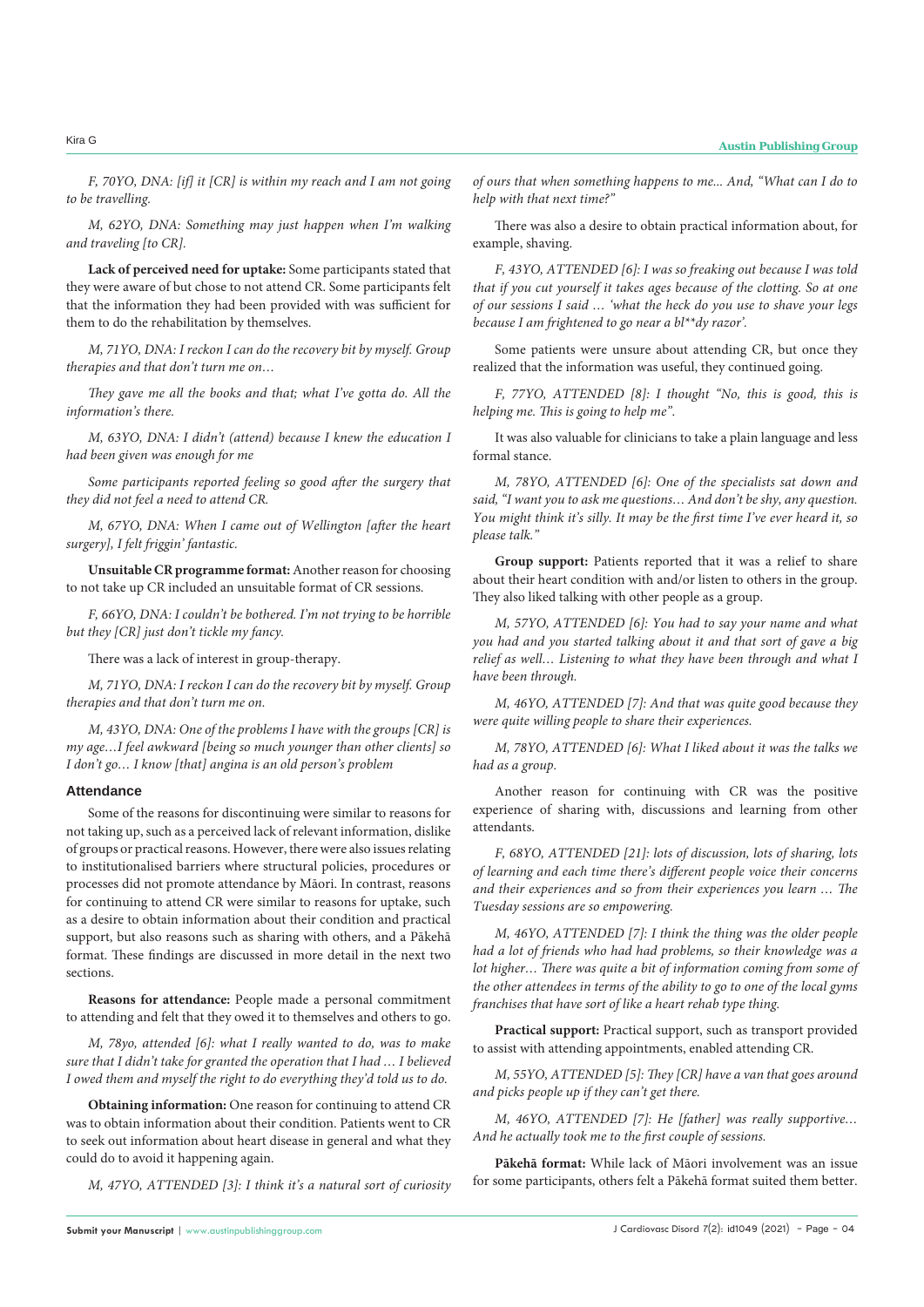*F, 70YO, DNA: [if] it [CR] is within my reach and I am not going to be travelling.*

*M, 62YO, DNA: Something may just happen when I'm walking and traveling [to CR].*

**Lack of perceived need for uptake:** Some participants stated that they were aware of but chose to not attend CR. Some participants felt that the information they had been provided with was sufficient for them to do the rehabilitation by themselves.

*M, 71YO, DNA: I reckon I can do the recovery bit by myself. Group therapies and that don't turn me on…*

*They gave me all the books and that; what I've gotta do. All the information's there.*

*M, 63YO, DNA: I didn't (attend) because I knew the education I had been given was enough for me*

*Some participants reported feeling so good after the surgery that they did not feel a need to attend CR.*

*M, 67YO, DNA: When I came out of Wellington [after the heart surgery], I felt friggin' fantastic.*

**Unsuitable CR programme format:** Another reason for choosing to not take up CR included an unsuitable format of CR sessions.

*F, 66YO, DNA: I couldn't be bothered. I'm not trying to be horrible but they [CR] just don't tickle my fancy.*

There was a lack of interest in group-therapy.

*M, 71YO, DNA: I reckon I can do the recovery bit by myself. Group therapies and that don't turn me on.*

*M, 43YO, DNA: One of the problems I have with the groups [CR] is my age…I feel awkward [being so much younger than other clients] so I don't go… I know [that] angina is an old person's problem*

### Attendance

Some of the reasons for discontinuing were similar to reasons for not taking up, such as a perceived lack of relevant information, dislike of groups or practical reasons. However, there were also issues relating to institutionalised barriers where structural policies, procedures or processes did not promote attendance by Māori. In contrast, reasons for continuing to attend CR were similar to reasons for uptake, such as a desire to obtain information about their condition and practical support, but also reasons such as sharing with others, and a Pākehā format. These findings are discussed in more detail in the next two sections.

**Reasons for attendance:** People made a personal commitment to attending and felt that they owed it to themselves and others to go.

*M, 78yo, attended [6]: what I really wanted to do, was to make sure that I didn't take for granted the operation that I had … I believed I owed them and myself the right to do everything they'd told us to do.*

**Obtaining information:** One reason for continuing to attend CR was to obtain information about their condition. Patients went to CR to seek out information about heart disease in general and what they could do to avoid it happening again.

*M, 47YO, ATTENDED [3]: I think it's a natural sort of curiosity of ours that when something happens to me... And, "What can I do to help with that next time?"*

There was also a desire to obtain practical information about, for example, shaving.

*F, 43YO, ATTENDED [6]: I was so freaking out because I was told that if you cut yourself it takes ages because of the clotting. So at one of our sessions I said … 'what the heck do you use to shave your legs because I am frightened to go near a bl**dy razor'.*

Some patients were unsure about attending CR, but once they realized that the information was useful, they continued going.

*F, 77YO, ATTENDED [8]: I thought "No, this is good, this is helping me. This is going to help me".*

It was also valuable for clinicians to take a plain language and less formal stance.

*M, 78YO, ATTENDED [6]: One of the specialists sat down and said, "I want you to ask me questions… And don't be shy, any question. You might think it's silly. It may be the first time I've ever heard it, so please talk."*

**Group support:** Patients reported that it was a relief to share about their heart condition with and/or listen to others in the group. They also liked talking with other people as a group.

*M, 57YO, ATTENDED [6]: You had to say your name and what you had and you started talking about it and that sort of gave a big relief as well… Listening to what they have been through and what I have been through.*

*M, 46YO, ATTENDED [7]: And that was quite good because they were quite willing people to share their experiences.*

*M, 78YO, ATTENDED [6]: What I liked about it was the talks we had as a group.*

Another reason for continuing with CR was the positive experience of sharing with, discussions and learning from other attendants.

*F, 68YO, ATTENDED [21]: lots of discussion, lots of sharing, lots of learning and each time there's different people voice their concerns and their experiences and so from their experiences you learn … The Tuesday sessions are so empowering.*

*M, 46YO, ATTENDED [7]: I think the thing was the older people had a lot of friends who had had problems, so their knowledge was a lot higher… There was quite a bit of information coming from some of the other attendees in terms of the ability to go to one of the local gyms franchises that have sort of like a heart rehab type thing.*

**Practical support:** Practical support, such as transport provided to assist with attending appointments, enabled attending CR.

*M, 55YO, ATTENDED [5]: They [CR] have a van that goes around and picks people up if they can't get there.*

*M, 46YO, ATTENDED [7]: He [father] was really supportive… And he actually took me to the first couple of sessions.*

**Pākehā format:** While lack of Māori involvement was an issue for some participants, others felt a Pākehā format suited them better.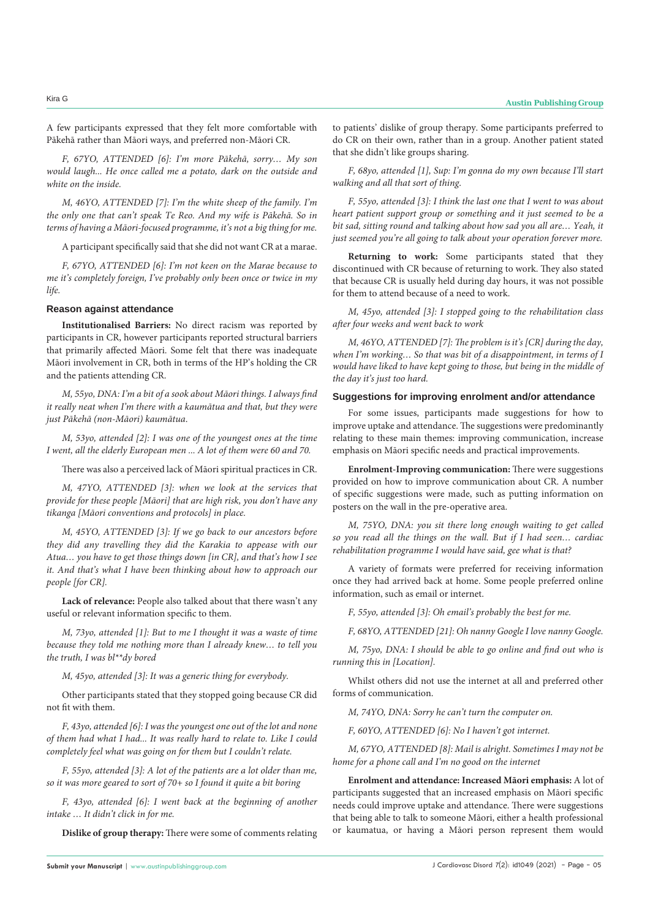A few participants expressed that they felt more comfortable with Pākehā rather than Māori ways, and preferred non-Māori CR.

*F, 67YO, ATTENDED [6]: I'm more Pākehā, sorry… My son would laugh... He once called me a potato, dark on the outside and white on the inside.*

*M, 46YO, ATTENDED [7]: I'm the white sheep of the family. I'm the only one that can't speak Te Reo. And my wife is Pākehā. So in terms of having a Māori-focused programme, it's not a big thing for me.*

A participant specifically said that she did not want CR at a marae.

*F, 67YO, ATTENDED [6]: I'm not keen on the Marae because to me it's completely foreign, I've probably only been once or twice in my life.*

### Reason against attendance

**Institutionalised Barriers:** No direct racism was reported by participants in CR, however participants reported structural barriers that primarily affected Māori. Some felt that there was inadequate Māori involvement in CR, both in terms of the HP's holding the CR and the patients attending CR.

*M, 55yo, DNA: I'm a bit of a sook about Māori things. I always find it really neat when I'm there with a kaumātua and that, but they were just Pākehā (non-Māori) kaumātua.*

*M, 53yo, attended [2]: I was one of the youngest ones at the time I went, all the elderly European men ... A lot of them were 60 and 70.*

There was also a perceived lack of Māori spiritual practices in CR.

*M, 47YO, ATTENDED [3]: when we look at the services that provide for these people [Māori] that are high risk, you don't have any tikanga [Māori conventions and protocols] in place.*

*M, 45YO, ATTENDED [3]: If we go back to our ancestors before they did any travelling they did the Karakia to appease with our Atua… you have to get those things down [in CR], and that's how I see it. And that's what I have been thinking about how to approach our people [for CR].*

**Lack of relevance:** People also talked about that there wasn't any useful or relevant information specific to them.

*M, 73yo, attended [1]: But to me I thought it was a waste of time because they told me nothing more than I already knew… to tell you the truth, I was bl\*\*dy bored*

*M, 45yo, attended [3]: It was a generic thing for everybody.*

Other participants stated that they stopped going because CR did not fit with them.

*F, 43yo, attended [6]: I was the youngest one out of the lot and none of them had what I had... It was really hard to relate to. Like I could completely feel what was going on for them but I couldn't relate.*

*F, 55yo, attended [3]: A lot of the patients are a lot older than me, so it was more geared to sort of 70+ so I found it quite a bit boring*

*F, 43yo, attended [6]: I went back at the beginning of another intake … It didn't click in for me.*

**Dislike of group therapy:** There were some of comments relating to patients' dislike of group therapy. Some participants preferred to do CR on their own, rather than in a group. Another patient stated that she didn't like groups sharing.

*F, 68yo, attended [1], Sup: I'm gonna do my own because I'll start walking and all that sort of thing.*

*F, 55yo, attended [3]: I think the last one that I went to was about heart patient support group or something and it just seemed to be a bit sad, sitting round and talking about how sad you all are… Yeah, it just seemed you're all going to talk about your operation forever more.*

**Returning to work:** Some participants stated that they discontinued with CR because of returning to work. They also stated that because CR is usually held during day hours, it was not possible for them to attend because of a need to work.

*M, 45yo, attended [3]: I stopped going to the rehabilitation class after four weeks and went back to work*

*M, 46YO, ATTENDED [7]: The problem is it's [CR] during the day, when I'm working… So that was bit of a disappointment, in terms of I would have liked to have kept going to those, but being in the middle of the day it's just too hard.*

### Suggestions for improving enrolment and/or attendance

For some issues, participants made suggestions for how to improve uptake and attendance. The suggestions were predominantly relating to these main themes: improving communication, increase emphasis on Māori specific needs and practical improvements.

**Enrolment-Improving communication:** There were suggestions provided on how to improve communication about CR. A number of specific suggestions were made, such as putting information on posters on the wall in the pre-operative area.

*M, 75YO, DNA: you sit there long enough waiting to get called so you read all the things on the wall. But if I had seen… cardiac rehabilitation programme I would have said, gee what is that?*

A variety of formats were preferred for receiving information once they had arrived back at home. Some people preferred online information, such as email or internet.

*F, 55yo, attended [3]: Oh email's probably the best for me.*

*F, 68YO, ATTENDED [21]: Oh nanny Google I love nanny Google.*

*M, 75yo, DNA: I should be able to go online and find out who is running this in [Location].*

Whilst others did not use the internet at all and preferred other forms of communication.

*M, 74YO, DNA: Sorry he can't turn the computer on.*

*F, 60YO, ATTENDED [6]: No I haven't got internet.*

*M, 67YO, ATTENDED [8]: Mail is alright. Sometimes I may not be home for a phone call and I'm no good on the internet*

**Enrolment and attendance: Increased Māori emphasis:** A lot of participants suggested that an increased emphasis on Māori specific needs could improve uptake and attendance. There were suggestions that being able to talk to someone Māori, either a health professional or kaumatua, or having a Māori person represent them would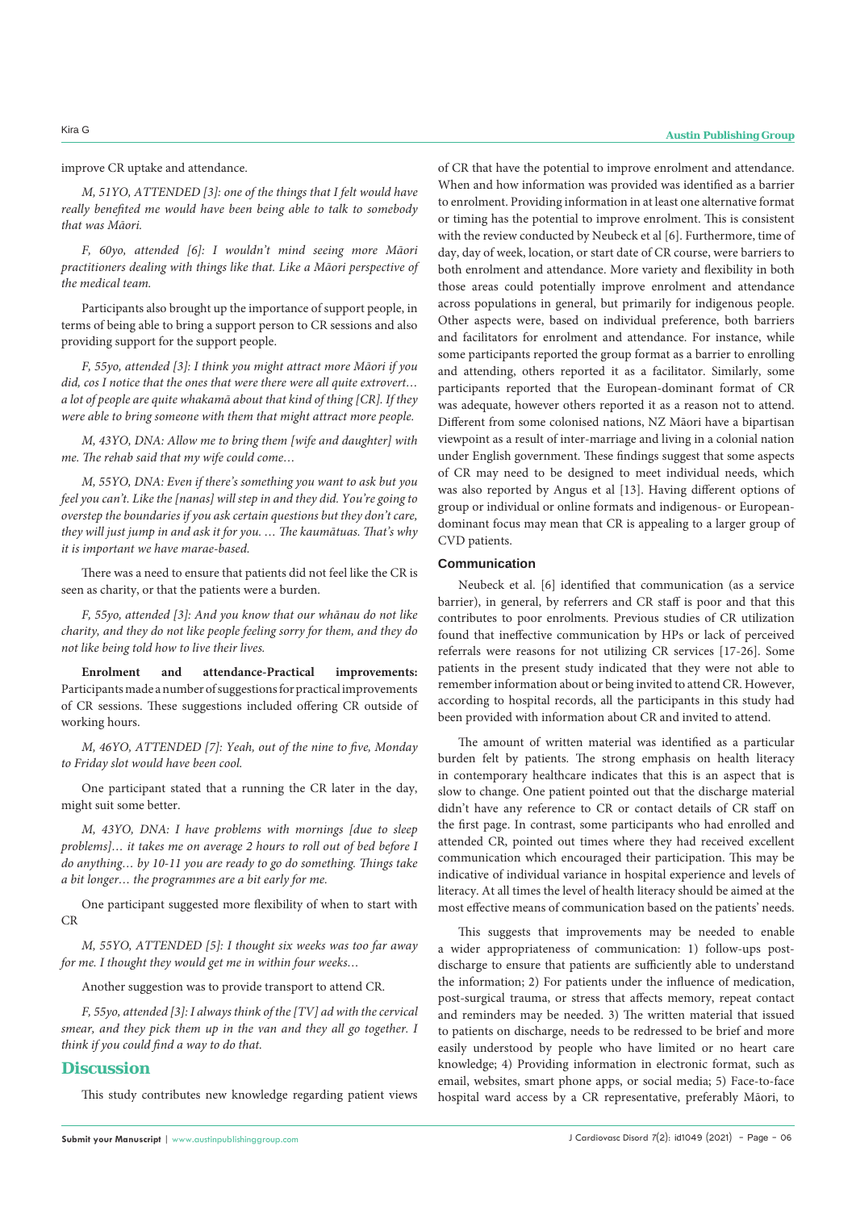improve CR uptake and attendance.

*M, 51YO, ATTENDED [3]: one of the things that I felt would have really benefited me would have been being able to talk to somebody that was Māori.*

*F, 60yo, attended [6]: I wouldn't mind seeing more Māori practitioners dealing with things like that. Like a Māori perspective of the medical team.*

Participants also brought up the importance of support people, in terms of being able to bring a support person to CR sessions and also providing support for the support people.

*F, 55yo, attended [3]: I think you might attract more Māori if you did, cos I notice that the ones that were there were all quite extrovert… a lot of people are quite whakamā about that kind of thing [CR]. If they were able to bring someone with them that might attract more people.*

*M, 43YO, DNA: Allow me to bring them [wife and daughter] with me. The rehab said that my wife could come…*

*M, 55YO, DNA: Even if there's something you want to ask but you feel you can't. Like the [nanas] will step in and they did. You're going to overstep the boundaries if you ask certain questions but they don't care, they will just jump in and ask it for you. … The kaumātuas. That's why it is important we have marae-based.*

There was a need to ensure that patients did not feel like the CR is seen as charity, or that the patients were a burden.

*F, 55yo, attended [3]: And you know that our whānau do not like charity, and they do not like people feeling sorry for them, and they do not like being told how to live their lives.*

**Enrolment and attendance-Practical improvements:** Participants made a number of suggestions for practical improvements of CR sessions. These suggestions included offering CR outside of working hours.

*M, 46YO, ATTENDED [7]: Yeah, out of the nine to five, Monday to Friday slot would have been cool.*

One participant stated that a running the CR later in the day, might suit some better.

*M, 43YO, DNA: I have problems with mornings [due to sleep problems]… it takes me on average 2 hours to roll out of bed before I do anything… by 10-11 you are ready to go do something. Things take a bit longer… the programmes are a bit early for me.*

One participant suggested more flexibility of when to start with CR

*M, 55YO, ATTENDED [5]: I thought six weeks was too far away for me. I thought they would get me in within four weeks…*

Another suggestion was to provide transport to attend CR.

*F, 55yo, attended [3]: I always think of the [TV] ad with the cervical smear, and they pick them up in the van and they all go together. I think if you could find a way to do that.*

## Discussion

This study contributes new knowledge regarding patient views of CR that have the potential to improve enrolment and attendance. When and how information was provided was identified as a barrier to enrolment. Providing information in at least one alternative format or timing has the potential to improve enrolment. This is consistent with the review conducted by Neubeck et al [6]. Furthermore, time of day, day of week, location, or start date of CR course, were barriers to both enrolment and attendance. More variety and flexibility in both those areas could potentially improve enrolment and attendance across populations in general, but primarily for indigenous people. Other aspects were, based on individual preference, both barriers and facilitators for enrolment and attendance. For instance, while some participants reported the group format as a barrier to enrolling and attending, others reported it as a facilitator. Similarly, some participants reported that the European-dominant format of CR was adequate, however others reported it as a reason not to attend. Different from some colonised nations, NZ Māori have a bipartisan viewpoint as a result of inter-marriage and living in a colonial nation under English government. These findings suggest that some aspects of CR may need to be designed to meet individual needs, which was also reported by Angus et al [13]. Having different options of group or individual or online formats and indigenous- or European-dominant focus may mean that CR is appealing to a larger group of CVD patients.

### Communication

Neubeck et al. [6] identified that communication (as a service barrier), in general, by referrers and CR staff is poor and that this contributes to poor enrolments. Previous studies of CR utilization found that ineffective communication by HPs or lack of perceived referrals were reasons for not utilizing CR services [17-26]. Some patients in the present study indicated that they were not able to remember information about or being invited to attend CR. However, according to hospital records, all the participants in this study had been provided with information about CR and invited to attend.

The amount of written material was identified as a particular burden felt by patients. The strong emphasis on health literacy in contemporary healthcare indicates that this is an aspect that is slow to change. One patient pointed out that the discharge material didn't have any reference to CR or contact details of CR staff on the first page. In contrast, some participants who had enrolled and attended CR, pointed out times where they had received excellent communication which encouraged their participation. This may be indicative of individual variance in hospital experience and levels of literacy. At all times the level of health literacy should be aimed at the most effective means of communication based on the patients' needs.

This suggests that improvements may be needed to enable a wider appropriateness of communication: 1) follow-ups post-discharge to ensure that patients are sufficiently able to understand the information; 2) For patients under the influence of medication, post-surgical trauma, or stress that affects memory, repeat contact and reminders may be needed. 3) The written material that issued to patients on discharge, needs to be redressed to be brief and more easily understood by people who have limited or no heart care knowledge; 4) Providing information in electronic format, such as email, websites, smart phone apps, or social media; 5) Face-to-face hospital ward access by a CR representative, preferably Māori, to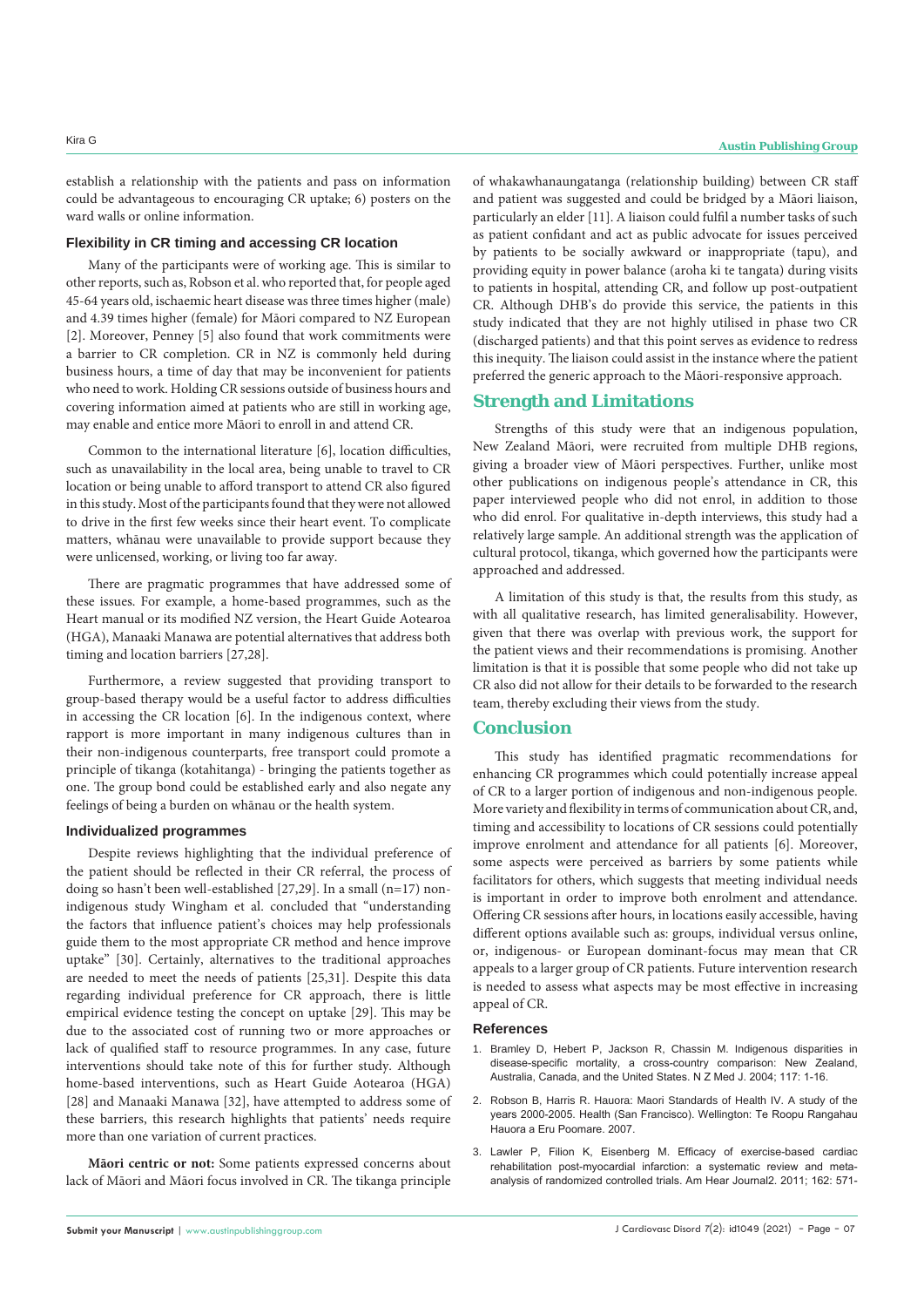establish a relationship with the patients and pass on information could be advantageous to encouraging CR uptake; 6) posters on the ward walls or online information.

### Flexibility in CR timing and accessing CR location

Many of the participants were of working age. This is similar to other reports, such as, Robson et al. who reported that, for people aged 45-64 years old, ischaemic heart disease was three times higher (male) and 4.39 times higher (female) for Māori compared to NZ European [2]. Moreover, Penney [5] also found that work commitments were a barrier to CR completion. CR in NZ is commonly held during business hours, a time of day that may be inconvenient for patients who need to work. Holding CR sessions outside of business hours and covering information aimed at patients who are still in working age, may enable and entice more Māori to enroll in and attend CR.

Common to the international literature [6], location difficulties, such as unavailability in the local area, being unable to travel to CR location or being unable to afford transport to attend CR also figured in this study. Most of the participants found that they were not allowed to drive in the first few weeks since their heart event. To complicate matters, whānau were unavailable to provide support because they were unlicensed, working, or living too far away.

There are pragmatic programmes that have addressed some of these issues. For example, a home-based programmes, such as the Heart manual or its modified NZ version, the Heart Guide Aotearoa (HGA), Manaaki Manawa are potential alternatives that address both timing and location barriers [27,28].

Furthermore, a review suggested that providing transport to group-based therapy would be a useful factor to address difficulties in accessing the CR location [6]. In the indigenous context, where rapport is more important in many indigenous cultures than in their non-indigenous counterparts, free transport could promote a principle of tikanga (kotahitanga) - bringing the patients together as one. The group bond could be established early and also negate any feelings of being a burden on whānau or the health system.

### Individualized programmes

Despite reviews highlighting that the individual preference of the patient should be reflected in their CR referral, the process of doing so hasn't been well-established [27,29]. In a small (n=17) non-indigenous study Wingham et al. concluded that "understanding the factors that influence patient's choices may help professionals guide them to the most appropriate CR method and hence improve uptake" [30]. Certainly, alternatives to the traditional approaches are needed to meet the needs of patients [25,31]. Despite this data regarding individual preference for CR approach, there is little empirical evidence testing the concept on uptake [29]. This may be due to the associated cost of running two or more approaches or lack of qualified staff to resource programmes. In any case, future interventions should take note of this for further study. Although home-based interventions, such as Heart Guide Aotearoa (HGA) [28] and Manaaki Manawa [32], have attempted to address some of these barriers, this research highlights that patients' needs require more than one variation of current practices.

**Māori centric or not:** Some patients expressed concerns about lack of Māori and Māori focus involved in CR. The tikanga principle of whakawhanaungatanga (relationship building) between CR staff and patient was suggested and could be bridged by a Māori liaison, particularly an elder [11]. A liaison could fulfil a number tasks of such as patient confidant and act as public advocate for issues perceived by patients to be socially awkward or inappropriate (tapu), and providing equity in power balance (aroha ki te tangata) during visits to patients in hospital, attending CR, and follow up post-outpatient CR. Although DHB's do provide this service, the patients in this study indicated that they are not highly utilised in phase two CR (discharged patients) and that this point serves as evidence to redress this inequity. The liaison could assist in the instance where the patient preferred the generic approach to the Māori-responsive approach.

## Strength and Limitations

Strengths of this study were that an indigenous population, New Zealand Māori, were recruited from multiple DHB regions, giving a broader view of Māori perspectives. Further, unlike most other publications on indigenous people's attendance in CR, this paper interviewed people who did not enrol, in addition to those who did enrol. For qualitative in-depth interviews, this study had a relatively large sample. An additional strength was the application of cultural protocol, tikanga, which governed how the participants were approached and addressed.

A limitation of this study is that, the results from this study, as with all qualitative research, has limited generalisability. However, given that there was overlap with previous work, the support for the patient views and their recommendations is promising. Another limitation is that it is possible that some people who did not take up CR also did not allow for their details to be forwarded to the research team, thereby excluding their views from the study.

## Conclusion

This study has identified pragmatic recommendations for enhancing CR programmes which could potentially increase appeal of CR to a larger portion of indigenous and non-indigenous people. More variety and flexibility in terms of communication about CR, and, timing and accessibility to locations of CR sessions could potentially improve enrolment and attendance for all patients [6]. Moreover, some aspects were perceived as barriers by some patients while facilitators for others, which suggests that meeting individual needs is important in order to improve both enrolment and attendance. Offering CR sessions after hours, in locations easily accessible, having different options available such as: groups, individual versus online, or, indigenous- or European dominant-focus may mean that CR appeals to a larger group of CR patients. Future intervention research is needed to assess what aspects may be most effective in increasing appeal of CR.

## References

1. Bramley D, Hebert P, Jackson R, Chassin M. Indigenous disparities in disease-specific mortality, a cross-country comparison: New Zealand, Australia, Canada, and the United States. N Z Med J. 2004; 117: 1-16.
2. Robson B, Harris R. Hauora: Maori Standards of Health IV. A study of the years 2000-2005. Health (San Francisco). Wellington: Te Roopu Rangahau Hauora a Eru Poomare. 2007.
3. Lawler P, Filion K, Eisenberg M. Efficacy of exercise-based cardiac rehabilitation post-myocardial infarction: a systematic review and meta-analysis of randomized controlled trials. Am Hear Journal2. 2011; 162: 571-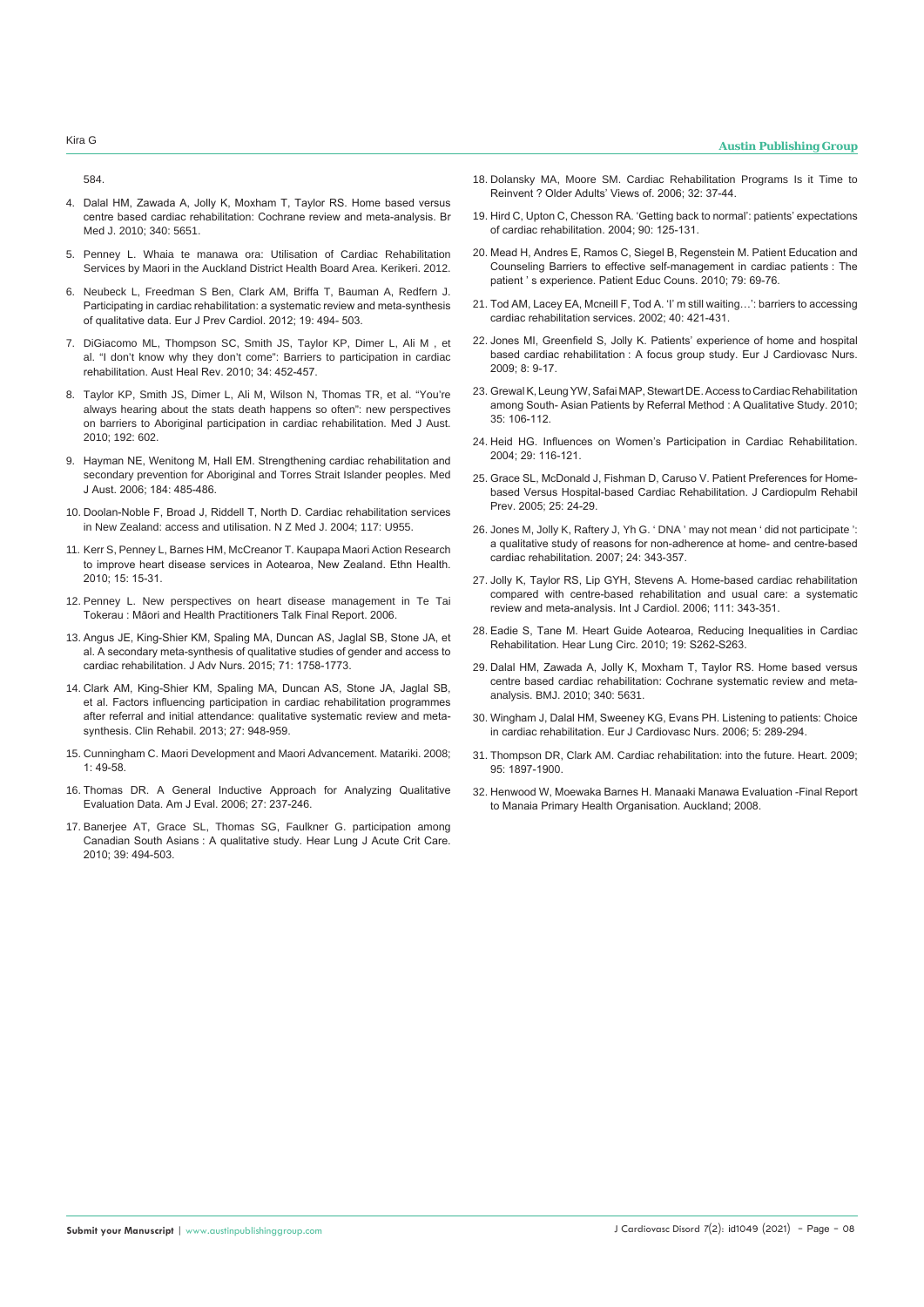584.

4. Dalal HM, Zawada A, Jolly K, Moxham T, Taylor RS. Home based versus centre based cardiac rehabilitation: Cochrane review and meta-analysis. Br Med J. 2010; 340: 5651.

5. Penney L. Whaia te manawa ora: Utilisation of Cardiac Rehabilitation Services by Maori in the Auckland District Health Board Area. Kerikeri. 2012.

6. Neubeck L, Freedman S Ben, Clark AM, Briffa T, Bauman A, Redfern J. Participating in cardiac rehabilitation: a systematic review and meta-synthesis of qualitative data. Eur J Prev Cardiol. 2012; 19: 494- 503.

7. DiGiacomo ML, Thompson SC, Smith JS, Taylor KP, Dimer L, Ali M , et al. "I don't know why they don't come": Barriers to participation in cardiac rehabilitation. Aust Heal Rev. 2010; 34: 452-457.

8. Taylor KP, Smith JS, Dimer L, Ali M, Wilson N, Thomas TR, et al. "You're always hearing about the stats death happens so often": new perspectives on barriers to Aboriginal participation in cardiac rehabilitation. Med J Aust. 2010; 192: 602.

9. Hayman NE, Wenitong M, Hall EM. Strengthening cardiac rehabilitation and secondary prevention for Aboriginal and Torres Strait Islander peoples. Med J Aust. 2006; 184: 485-486.

10. Doolan-Noble F, Broad J, Riddell T, North D. Cardiac rehabilitation services in New Zealand: access and utilisation. N Z Med J. 2004; 117: U955.

11. Kerr S, Penney L, Barnes HM, McCreanor T. Kaupapa Maori Action Research to improve heart disease services in Aotearoa, New Zealand. Ethn Health. 2010; 15: 15-31.

12. Penney L. New perspectives on heart disease management in Te Tai Tokerau : Māori and Health Practitioners Talk Final Report. 2006.

13. Angus JE, King-Shier KM, Spaling MA, Duncan AS, Jaglal SB, Stone JA, et al. A secondary meta-synthesis of qualitative studies of gender and access to cardiac rehabilitation. J Adv Nurs. 2015; 71: 1758-1773.

14. Clark AM, King-Shier KM, Spaling MA, Duncan AS, Stone JA, Jaglal SB, et al. Factors influencing participation in cardiac rehabilitation programmes after referral and initial attendance: qualitative systematic review and meta-synthesis. Clin Rehabil. 2013; 27: 948-959.

15. Cunningham C. Maori Development and Maori Advancement. Matariki. 2008; 1: 49-58.

16. Thomas DR. A General Inductive Approach for Analyzing Qualitative Evaluation Data. Am J Eval. 2006; 27: 237-246.

17. Banerjee AT, Grace SL, Thomas SG, Faulkner G. participation among Canadian South Asians : A qualitative study. Hear Lung J Acute Crit Care. 2010; 39: 494-503.

18. Dolansky MA, Moore SM. Cardiac Rehabilitation Programs Is it Time to Reinvent ? Older Adults' Views of. 2006; 32: 37-44.

19. Hird C, Upton C, Chesson RA. 'Getting back to normal': patients' expectations of cardiac rehabilitation. 2004; 90: 125-131.

20. Mead H, Andres E, Ramos C, Siegel B, Regenstein M. Patient Education and Counseling Barriers to effective self-management in cardiac patients : The patient ' s experience. Patient Educ Couns. 2010; 79: 69-76.

21. Tod AM, Lacey EA, Mcneill F, Tod A. 'I' m still waiting…': barriers to accessing cardiac rehabilitation services. 2002; 40: 421-431.

22. Jones MI, Greenfield S, Jolly K. Patients' experience of home and hospital based cardiac rehabilitation : A focus group study. Eur J Cardiovasc Nurs. 2009; 8: 9-17.

23. Grewal K, Leung YW, Safai MAP, Stewart DE. Access to Cardiac Rehabilitation among South- Asian Patients by Referral Method : A Qualitative Study. 2010; 35: 106-112.

24. Heid HG. Influences on Women's Participation in Cardiac Rehabilitation. 2004; 29: 116-121.

25. Grace SL, McDonald J, Fishman D, Caruso V. Patient Preferences for Home-based Versus Hospital-based Cardiac Rehabilitation. J Cardiopulm Rehabil Prev. 2005; 25: 24-29.

26. Jones M, Jolly K, Raftery J, Yh G. ' DNA ' may not mean ' did not participate ': a qualitative study of reasons for non-adherence at home- and centre-based cardiac rehabilitation. 2007; 24: 343-357.

27. Jolly K, Taylor RS, Lip GYH, Stevens A. Home-based cardiac rehabilitation compared with centre-based rehabilitation and usual care: a systematic review and meta-analysis. Int J Cardiol. 2006; 111: 343-351.

28. Eadie S, Tane M. Heart Guide Aotearoa, Reducing Inequalities in Cardiac Rehabilitation. Hear Lung Circ. 2010; 19: S262-S263.

29. Dalal HM, Zawada A, Jolly K, Moxham T, Taylor RS. Home based versus centre based cardiac rehabilitation: Cochrane systematic review and meta-analysis. BMJ. 2010; 340: 5631.

30. Wingham J, Dalal HM, Sweeney KG, Evans PH. Listening to patients: Choice in cardiac rehabilitation. Eur J Cardiovasc Nurs. 2006; 5: 289-294.

31. Thompson DR, Clark AM. Cardiac rehabilitation: into the future. Heart. 2009; 95: 1897-1900.

32. Henwood W, Moewaka Barnes H. Manaaki Manawa Evaluation -Final Report to Manaia Primary Health Organisation. Auckland; 2008.